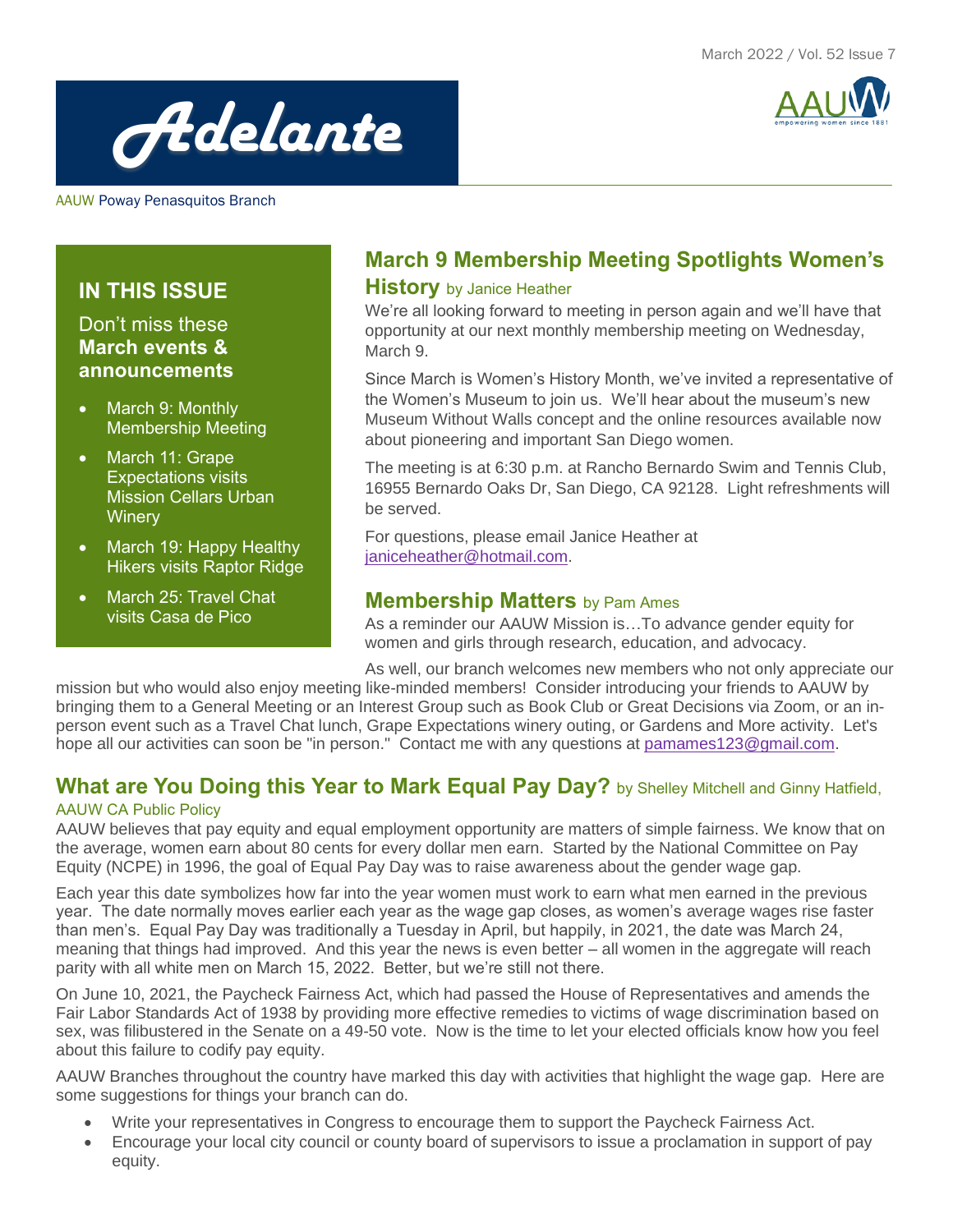# Adelante

AAUW Poway Penasquitos Branch

## IN THIS ISSUE

Don't miss these **March events & announcements**

- March 9: Monthly Membership Meeting
- March 11: Grape Expectations visits Mission Cellars Urban Winery
- March 19: Happy Healthy Hikers visits Raptor Ridge
- March 25: Travel Chat visits Casa de Pico

## March 9 Membership Meeting Spotlights Women's History by Janice Heather

We're all looking forward to meeting in person again and we'll have that opportunity at our next monthly membership meeting on Wednesday, March 9.

Since March is Women's History Month, we've invited a representative of the Women's Museum to join us. We'll hear about the museum's new Museum Without Walls concept and the online resources available now about pioneering and important San Diego women.

The meeting is at 6:30 p.m. at Rancho Bernardo Swim and Tennis Club, 16955 Bernardo Oaks Dr, San Diego, CA 92128. Light refreshments will be served.

For questions, please email Janice Heather at janiceheather@hotmail.com.

## Membership Matters by Pam Ames

As a reminder our AAUW Mission is…To advance gender equity for women and girls through research, education, and advocacy.

As well, our branch welcomes new members who not only appreciate our mission but who would also enjoy meeting like-minded members! Consider introducing your friends to AAUW by bringing them to a General Meeting or an Interest Group such as Book Club or Great Decisions via Zoom, or an in-person event such as a Travel Chat lunch, Grape Expectations winery outing, or Gardens and More activity. Let's hope all our activities can soon be "in person." Contact me with any questions at pamames123@gmail.com.

## What are You Doing this Year to Mark Equal Pay Day? by Shelley Mitchell and Ginny Hatfield, AAUW CA Public Policy

AAUW believes that pay equity and equal employment opportunity are matters of simple fairness. We know that on the average, women earn about 80 cents for every dollar men earn. Started by the National Committee on Pay Equity (NCPE) in 1996, the goal of Equal Pay Day was to raise awareness about the gender wage gap.

Each year this date symbolizes how far into the year women must work to earn what men earned in the previous year. The date normally moves earlier each year as the wage gap closes, as women's average wages rise faster than men's. Equal Pay Day was traditionally a Tuesday in April, but happily, in 2021, the date was March 24, meaning that things had improved. And this year the news is even better – all women in the aggregate will reach parity with all white men on March 15, 2022. Better, but we're still not there.

On June 10, 2021, the Paycheck Fairness Act, which had passed the House of Representatives and amends the Fair Labor Standards Act of 1938 by providing more effective remedies to victims of wage discrimination based on sex, was filibustered in the Senate on a 49-50 vote. Now is the time to let your elected officials know how you feel about this failure to codify pay equity.

AAUW Branches throughout the country have marked this day with activities that highlight the wage gap. Here are some suggestions for things your branch can do.

- Write your representatives in Congress to encourage them to support the Paycheck Fairness Act.
- Encourage your local city council or county board of supervisors to issue a proclamation in support of pay equity.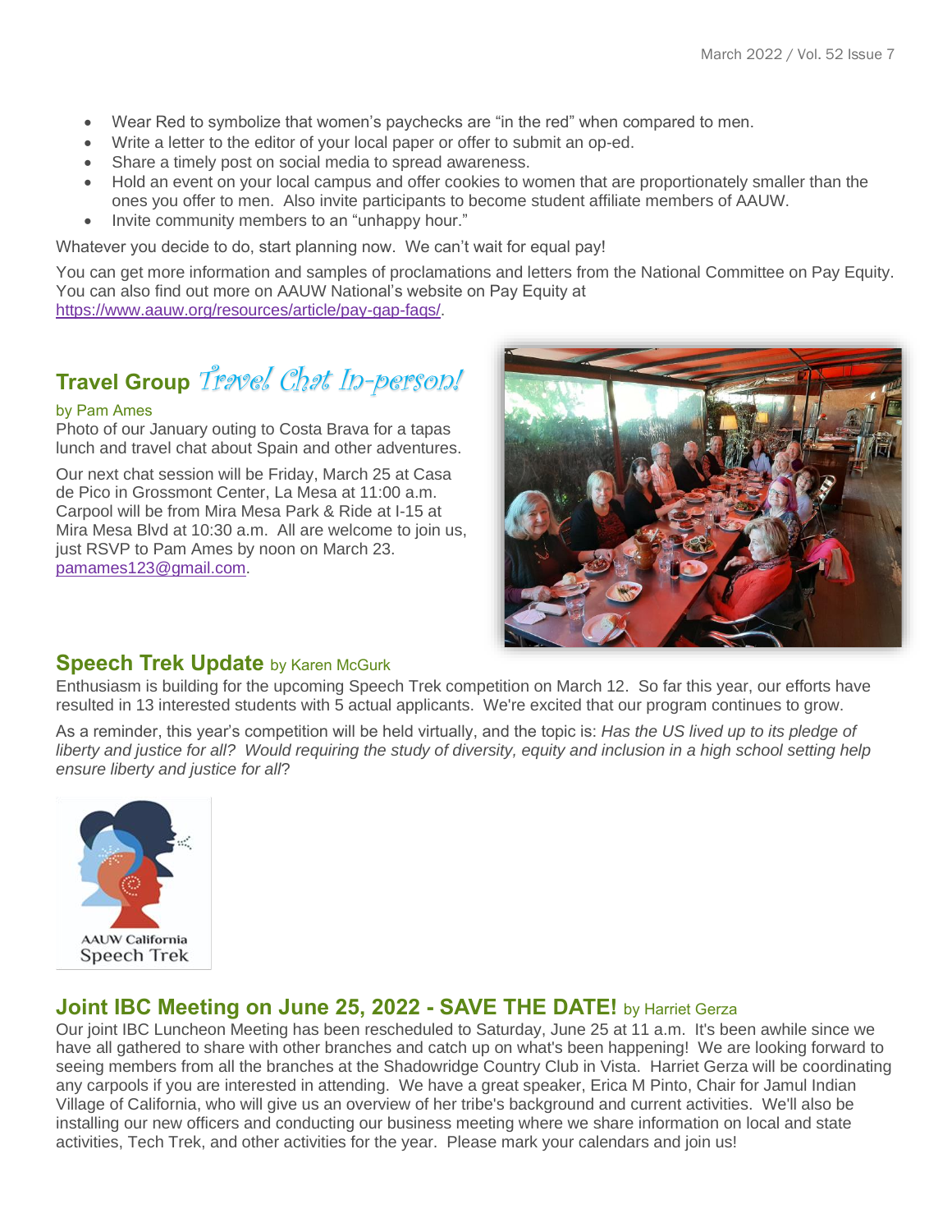- Wear Red to symbolize that women's paychecks are "in the red" when compared to men.
- Write a letter to the editor of your local paper or offer to submit an op-ed.
- Share a timely post on social media to spread awareness.
- Hold an event on your local campus and offer cookies to women that are proportionately smaller than the ones you offer to men. Also invite participants to become student affiliate members of AAUW.
- Invite community members to an "unhappy hour."

Whatever you decide to do, start planning now. We can't wait for equal pay!

You can get more information and samples of proclamations and letters from the National Committee on Pay Equity. You can also find out more on AAUW National's website on Pay Equity at https://www.aauw.org/resources/article/pay-gap-faqs/.

## Travel Group *Travel Chat In-person!*

by Pam Ames

Photo of our January outing to Costa Brava for a tapas lunch and travel chat about Spain and other adventures.

Our next chat session will be Friday, March 25 at Casa de Pico in Grossmont Center, La Mesa at 11:00 a.m. Carpool will be from Mira Mesa Park & Ride at I-15 at Mira Mesa Blvd at 10:30 a.m. All are welcome to join us, just RSVP to Pam Ames by noon on March 23. pamames123@gmail.com.

## Speech Trek Update by Karen McGurk

Enthusiasm is building for the upcoming Speech Trek competition on March 12. So far this year, our efforts have resulted in 13 interested students with 5 actual applicants. We're excited that our program continues to grow.

As a reminder, this year's competition will be held virtually, and the topic is: *Has the US lived up to its pledge of liberty and justice for all? Would requiring the study of diversity, equity and inclusion in a high school setting help ensure liberty and justice for all*?

AAUW California Speech Trek

## Joint IBC Meeting on June 25, 2022 - SAVE THE DATE! by Harriet Gerza

Our joint IBC Luncheon Meeting has been rescheduled to Saturday, June 25 at 11 a.m. It's been awhile since we have all gathered to share with other branches and catch up on what's been happening! We are looking forward to seeing members from all the branches at the Shadowridge Country Club in Vista. Harriet Gerza will be coordinating any carpools if you are interested in attending. We have a great speaker, Erica M Pinto, Chair for Jamul Indian Village of California, who will give us an overview of her tribe's background and current activities. We'll also be installing our new officers and conducting our business meeting where we share information on local and state activities, Tech Trek, and other activities for the year. Please mark your calendars and join us!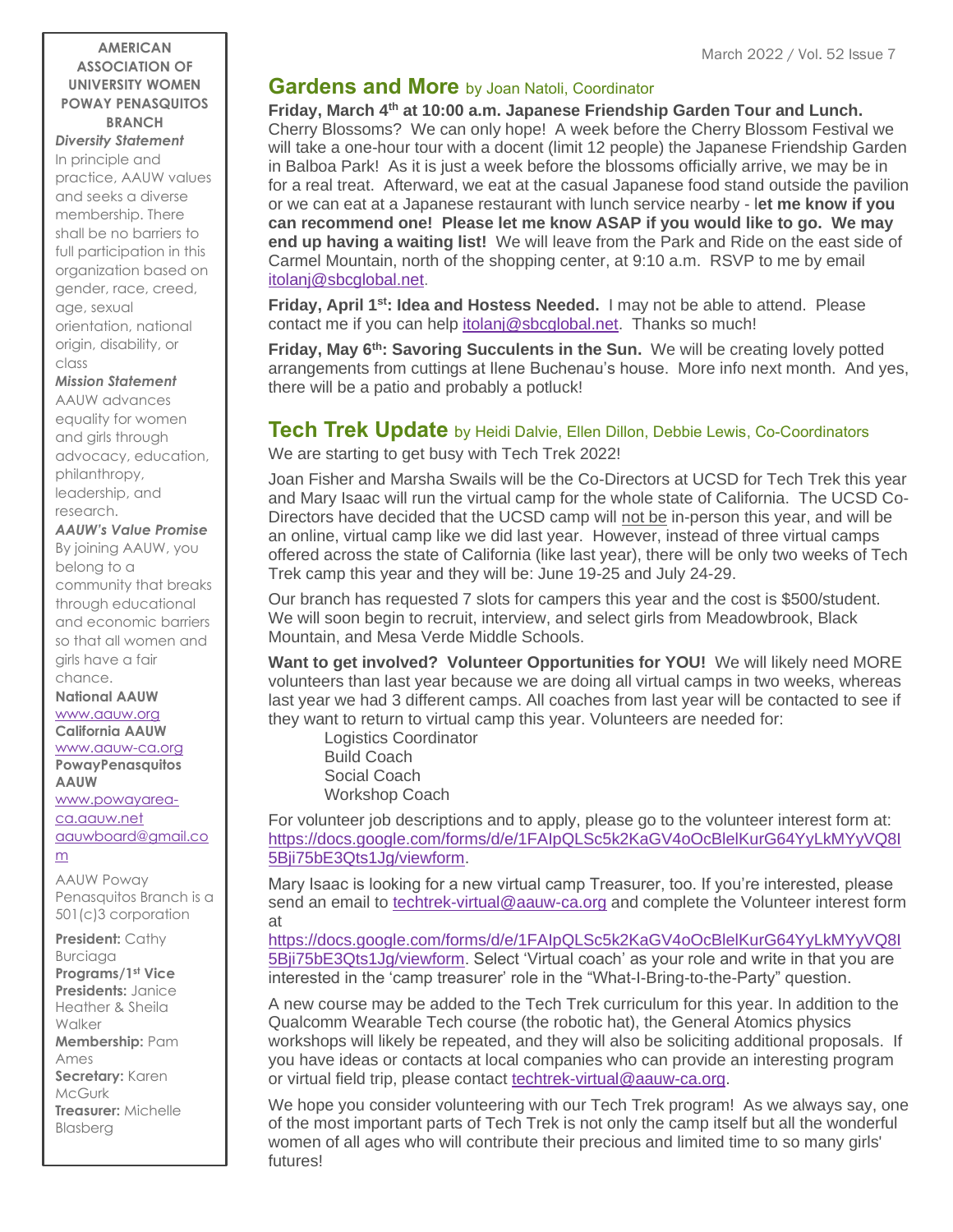**AMERICAN ASSOCIATION OF UNIVERSITY WOMEN POWAY PENASQUITOS BRANCH**

***Diversity Statement***

In principle and practice, AAUW values and seeks a diverse membership. There shall be no barriers to full participation in this organization based on gender, race, creed, age, sexual orientation, national origin, disability, or class

***Mission Statement***

AAUW advances equality for women and girls through advocacy, education, philanthropy, leadership, and research.

***AAUW's Value Promise***

By joining AAUW, you belong to a community that breaks through educational and economic barriers so that all women and girls have a fair chance.

**National AAUW**
www.aauw.org
**California AAUW**
www.aauw-ca.org
**PowayPenasquitos AAUW**
www.powayarea-ca.aauw.net
aauwboard@gmail.com

AAUW Poway Penasquitos Branch is a 501(c)3 corporation

**President:** Cathy Burciaga
**Programs/1st Vice Presidents:** Janice Heather & Sheila Walker
**Membership:** Pam Ames
**Secretary:** Karen McGurk
**Treasurer:** Michelle Blasberg

## Gardens and More by Joan Natoli, Coordinator

**Friday, March 4th at 10:00 a.m. Japanese Friendship Garden Tour and Lunch.** Cherry Blossoms? We can only hope! A week before the Cherry Blossom Festival we will take a one-hour tour with a docent (limit 12 people) the Japanese Friendship Garden in Balboa Park! As it is just a week before the blossoms officially arrive, we may be in for a real treat. Afterward, we eat at the casual Japanese food stand outside the pavilion or we can eat at a Japanese restaurant with lunch service nearby - l**et me know if you can recommend one! Please let me know ASAP if you would like to go. We may end up having a waiting list!** We will leave from the Park and Ride on the east side of Carmel Mountain, north of the shopping center, at 9:10 a.m. RSVP to me by email itolanj@sbcglobal.net.

**Friday, April 1st: Idea and Hostess Needed.** I may not be able to attend. Please contact me if you can help itolanj@sbcglobal.net. Thanks so much!

**Friday, May 6th: Savoring Succulents in the Sun.** We will be creating lovely potted arrangements from cuttings at Ilene Buchenau's house. More info next month. And yes, there will be a patio and probably a potluck!

## Tech Trek Update by Heidi Dalvie, Ellen Dillon, Debbie Lewis, Co-Coordinators

We are starting to get busy with Tech Trek 2022!

Joan Fisher and Marsha Swails will be the Co-Directors at UCSD for Tech Trek this year and Mary Isaac will run the virtual camp for the whole state of California. The UCSD Co-Directors have decided that the UCSD camp will not be in-person this year, and will be an online, virtual camp like we did last year. However, instead of three virtual camps offered across the state of California (like last year), there will be only two weeks of Tech Trek camp this year and they will be: June 19-25 and July 24-29.

Our branch has requested 7 slots for campers this year and the cost is $500/student. We will soon begin to recruit, interview, and select girls from Meadowbrook, Black Mountain, and Mesa Verde Middle Schools.

**Want to get involved? Volunteer Opportunities for YOU!** We will likely need MORE volunteers than last year because we are doing all virtual camps in two weeks, whereas last year we had 3 different camps. All coaches from last year will be contacted to see if they want to return to virtual camp this year. Volunteers are needed for:

- Logistics Coordinator
- Build Coach
- Social Coach
- Workshop Coach

For volunteer job descriptions and to apply, please go to the volunteer interest form at: https://docs.google.com/forms/d/e/1FAIpQLSc5k2KaGV4oOcBlelKurG64YyLkMYyVQ8I5Bji75bE3Qts1Jg/viewform.

Mary Isaac is looking for a new virtual camp Treasurer, too. If you're interested, please send an email to techtrek-virtual@aauw-ca.org and complete the Volunteer interest form at https://docs.google.com/forms/d/e/1FAIpQLSc5k2KaGV4oOcBlelKurG64YyLkMYyVQ8I5Bji75bE3Qts1Jg/viewform. Select 'Virtual coach' as your role and write in that you are interested in the 'camp treasurer' role in the "What-I-Bring-to-the-Party" question.

A new course may be added to the Tech Trek curriculum for this year. In addition to the Qualcomm Wearable Tech course (the robotic hat), the General Atomics physics workshops will likely be repeated, and they will also be soliciting additional proposals. If you have ideas or contacts at local companies who can provide an interesting program or virtual field trip, please contact techtrek-virtual@aauw-ca.org.

We hope you consider volunteering with our Tech Trek program! As we always say, one of the most important parts of Tech Trek is not only the camp itself but all the wonderful women of all ages who will contribute their precious and limited time to so many girls' futures!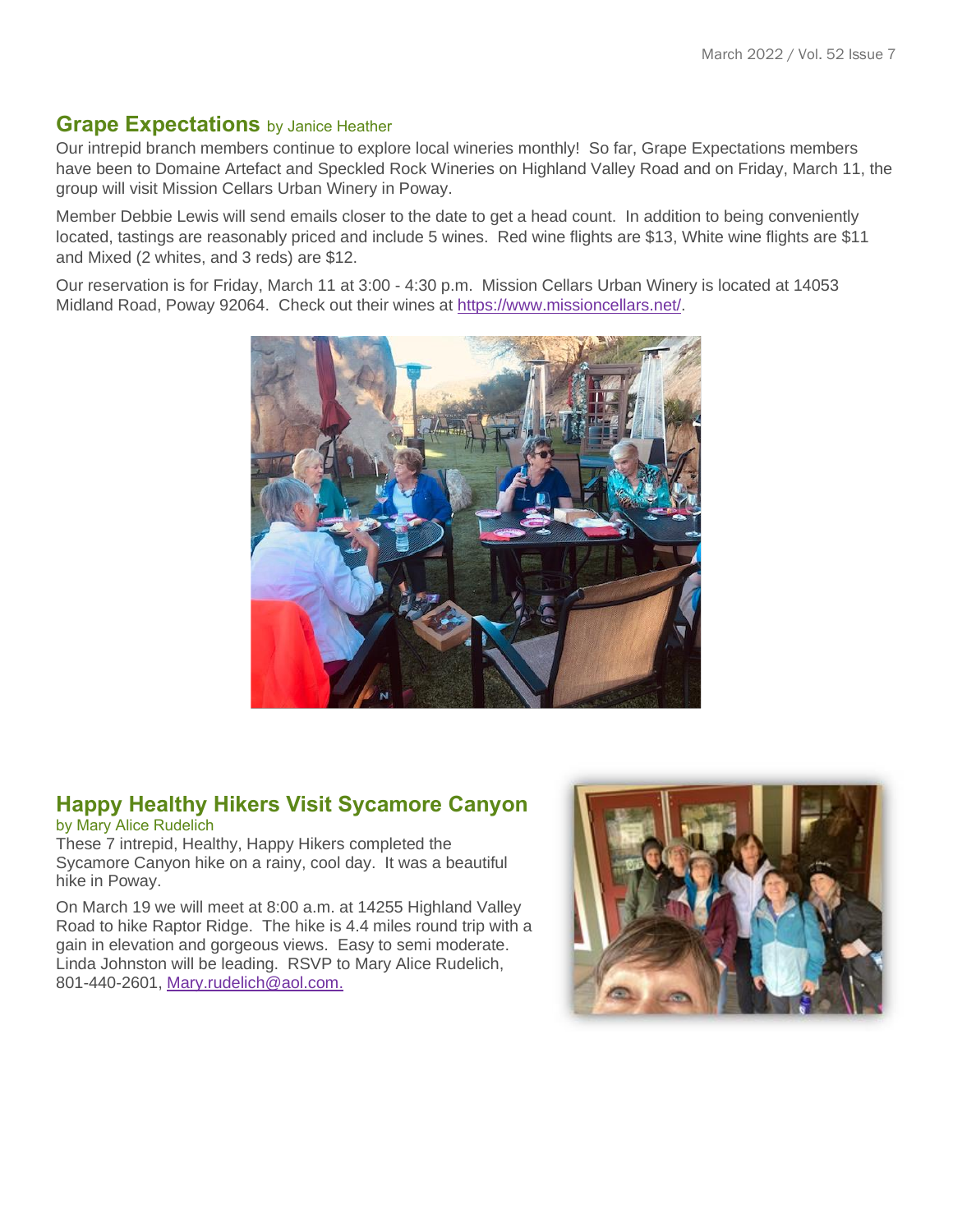## Grape Expectations by Janice Heather

Our intrepid branch members continue to explore local wineries monthly! So far, Grape Expectations members have been to Domaine Artefact and Speckled Rock Wineries on Highland Valley Road and on Friday, March 11, the group will visit Mission Cellars Urban Winery in Poway.

Member Debbie Lewis will send emails closer to the date to get a head count. In addition to being conveniently located, tastings are reasonably priced and include 5 wines. Red wine flights are $13, White wine flights are $11 and Mixed (2 whites, and 3 reds) are $12.

Our reservation is for Friday, March 11 at 3:00 - 4:30 p.m. Mission Cellars Urban Winery is located at 14053 Midland Road, Poway 92064. Check out their wines at https://www.missioncellars.net/.

## Happy Healthy Hikers Visit Sycamore Canyon

by Mary Alice Rudelich

These 7 intrepid, Healthy, Happy Hikers completed the Sycamore Canyon hike on a rainy, cool day. It was a beautiful hike in Poway.

On March 19 we will meet at 8:00 a.m. at 14255 Highland Valley Road to hike Raptor Ridge. The hike is 4.4 miles round trip with a gain in elevation and gorgeous views. Easy to semi moderate. Linda Johnston will be leading. RSVP to Mary Alice Rudelich, 801-440-2601, Mary.rudelich@aol.com.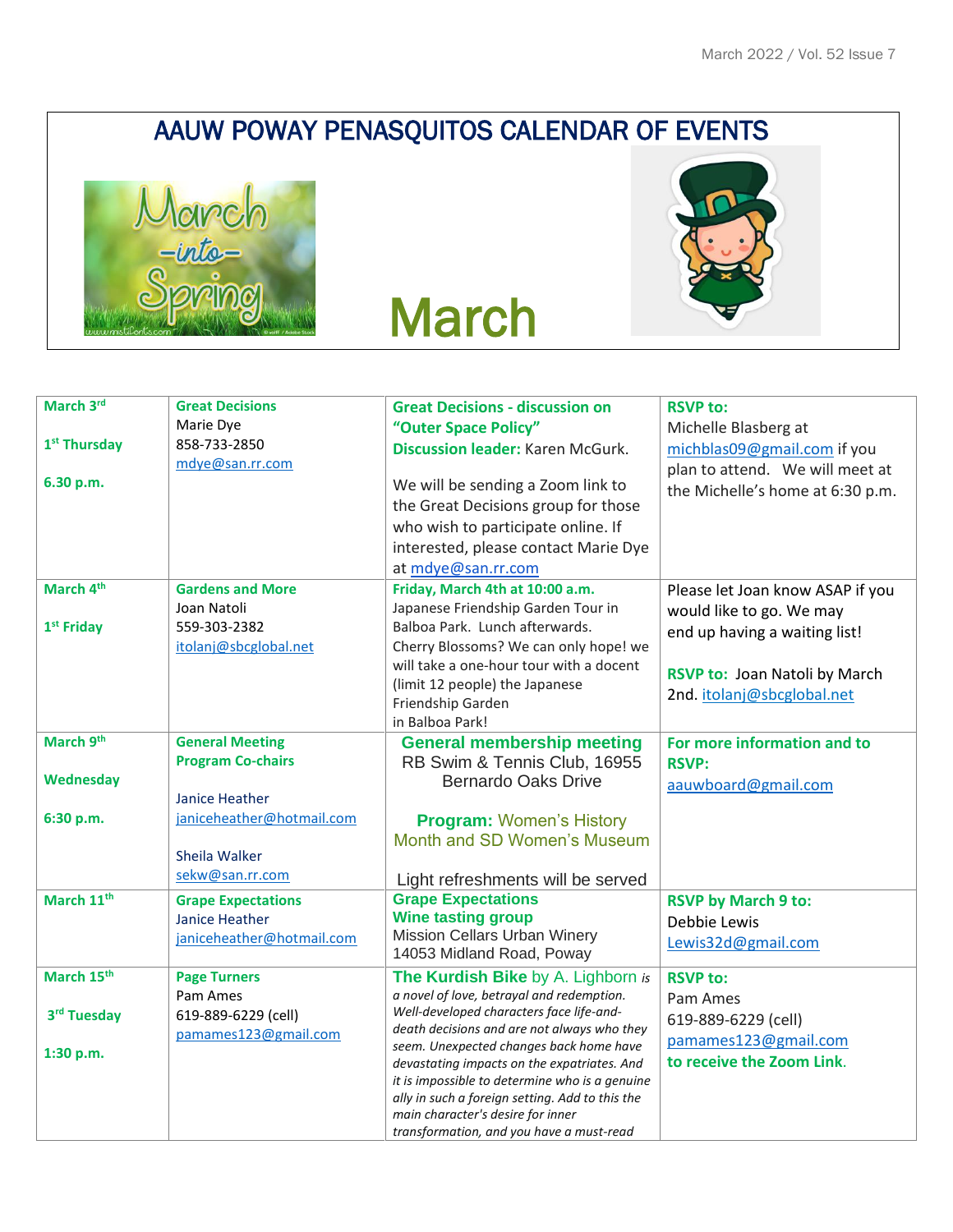# AAUW POWAY PENASQUITOS CALENDAR OF EVENTS

March

| | | | |
|---|---|---|---|
| **March 3rd**<br><br>**1st Thursday**<br><br>**6.30 p.m.** | **Great Decisions**<br>Marie Dye<br>858-733-2850<br>mdye@san.rr.com | **Great Decisions - discussion on "Outer Space Policy"**<br>**Discussion leader:** Karen McGurk.<br><br>We will be sending a Zoom link to the Great Decisions group for those who wish to participate online. If interested, please contact Marie Dye at mdye@san.rr.com | **RSVP to:**<br>Michelle Blasberg at michblas09@gmail.com if you plan to attend. We will meet at the Michelle's home at 6:30 p.m. |
| **March 4th**<br><br>**1st Friday** | **Gardens and More**<br>Joan Natoli<br>559-303-2382<br>itolanj@sbcglobal.net | **Friday, March 4th at 10:00 a.m.**<br>Japanese Friendship Garden Tour in Balboa Park. Lunch afterwards. Cherry Blossoms? We can only hope! we will take a one-hour tour with a docent (limit 12 people) the Japanese Friendship Garden in Balboa Park! | Please let Joan know ASAP if you would like to go. We may end up having a waiting list!<br><br>**RSVP to:** Joan Natoli by March 2nd. itolanj@sbcglobal.net |
| **March 9th**<br><br>**Wednesday**<br><br>**6:30 p.m.** | **General Meeting Program Co-chairs**<br><br>Janice Heather<br>janiceheather@hotmail.com<br><br>Sheila Walker<br>sekw@san.rr.com | **General membership meeting**<br>RB Swim & Tennis Club, 16955 Bernardo Oaks Drive<br><br>**Program:** Women's History Month and SD Women's Museum<br><br>Light refreshments will be served | **For more information and to RSVP:**<br>aauwboard@gmail.com |
| **March 11th** | **Grape Expectations**<br>Janice Heather<br>janiceheather@hotmail.com | **Grape Expectations Wine tasting group**<br>Mission Cellars Urban Winery<br>14053 Midland Road, Poway | **RSVP by March 9 to:**<br>Debbie Lewis<br>Lewis32d@gmail.com |
| **March 15th**<br><br>**3rd Tuesday**<br><br>**1:30 p.m.** | **Page Turners**<br>Pam Ames<br>619-889-6229 (cell)<br>pamames123@gmail.com | **The Kurdish Bike** by A. Lighborn *is a novel of love, betrayal and redemption. Well-developed characters face life-and-death decisions and are not always who they seem. Unexpected changes back home have devastating impacts on the expatriates. And it is impossible to determine who is a genuine ally in such a foreign setting. Add to this the main character's desire for inner transformation, and you have a must-read* | **RSVP to:**<br>Pam Ames<br>619-889-6229 (cell)<br>pamames123@gmail.com<br>**to receive the Zoom Link.** |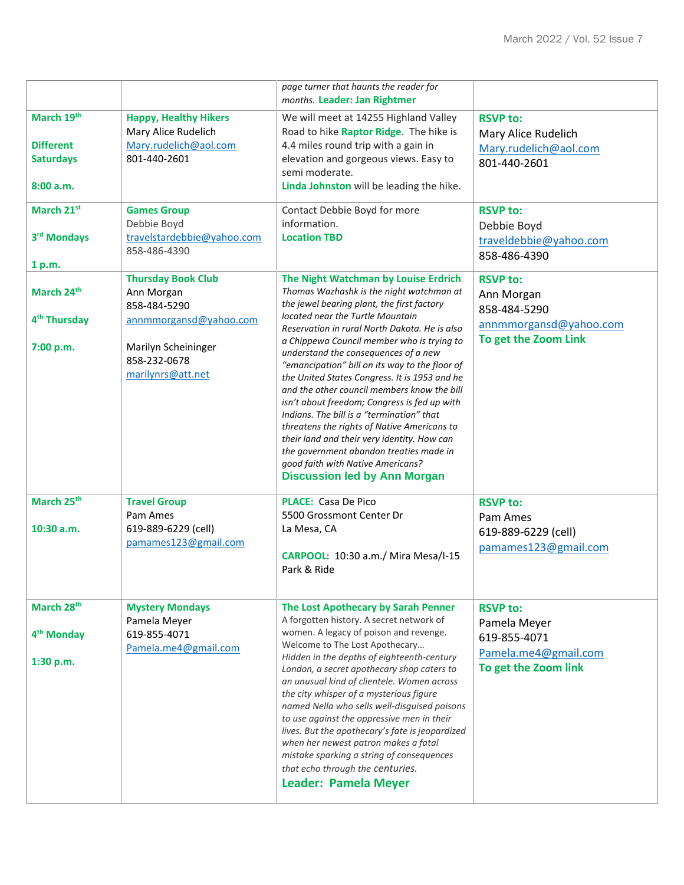| | | | |
|---|---|---|---|
| | | *page turner that haunts the reader for months.* **Leader: Jan Rightmer** | |
| **March 19th**<br><br>**Different Saturdays**<br><br>**8:00 a.m.** | **Happy, Healthy Hikers**<br>Mary Alice Rudelich<br>Mary.rudelich@aol.com<br>801-440-2601 | We will meet at 14255 Highland Valley Road to hike **Raptor Ridge**. The hike is 4.4 miles round trip with a gain in elevation and gorgeous views. Easy to semi moderate.<br>**Linda Johnston** will be leading the hike. | **RSVP to:**<br>Mary Alice Rudelich<br>Mary.rudelich@aol.com<br>801-440-2601 |
| **March 21st**<br><br>**3rd Mondays**<br><br>**1 p.m.** | **Games Group**<br>Debbie Boyd<br>travelstardebbie@yahoo.com<br>858-486-4390 | Contact Debbie Boyd for more information.<br>**Location TBD** | **RSVP to:**<br>Debbie Boyd<br>traveldebbie@yahoo.com<br>858-486-4390 |
| **March 24th**<br><br>**4th Thursday**<br><br>**7:00 p.m.** | **Thursday Book Club**<br>Ann Morgan<br>858-484-5290<br>annmmorgansd@yahoo.com<br><br>Marilyn Scheininger<br>858-232-0678<br>marilynrs@att.net | **The Night Watchman by Louise Erdrich**<br>*Thomas Wazhashk is the night watchman at the jewel bearing plant, the first factory located near the Turtle Mountain Reservation in rural North Dakota. He is also a Chippewa Council member who is trying to understand the consequences of a new "emancipation" bill on its way to the floor of the United States Congress. It is 1953 and he and the other council members know the bill isn't about freedom; Congress is fed up with Indians. The bill is a "termination" that threatens the rights of Native Americans to their land and their very identity. How can the government abandon treaties made in good faith with Native Americans?*<br>**Discussion led by Ann Morgan** | **RSVP to:**<br>Ann Morgan<br>858-484-5290<br>annmmorgansd@yahoo.com<br>**To get the Zoom Link** |
| **March 25th**<br><br>**10:30 a.m.** | **Travel Group**<br>Pam Ames<br>619-889-6229 (cell)<br>pamames123@gmail.com | **PLACE:** Casa De Pico<br>5500 Grossmont Center Dr<br>La Mesa, CA<br><br>**CARPOOL**: 10:30 a.m./ Mira Mesa/I-15 Park & Ride | **RSVP to:**<br>Pam Ames<br>619-889-6229 (cell)<br>pamames123@gmail.com |
| **March 28th**<br><br>**4th Monday**<br><br>**1:30 p.m.** | **Mystery Mondays**<br>Pamela Meyer<br>619-855-4071<br>Pamela.me4@gmail.com | **The Lost Apothecary by Sarah Penner**<br>A forgotten history. A secret network of women. A legacy of poison and revenge. Welcome to The Lost Apothecary…<br>*Hidden in the depths of eighteenth-century London, a secret apothecary shop caters to an unusual kind of clientele. Women across the city whisper of a mysterious figure named Nella who sells well-disguised poisons to use against the oppressive men in their lives. But the apothecary's fate is jeopardized when her newest patron makes a fatal mistake sparking a string of consequences that echo through the centuries.*<br>**Leader: Pamela Meyer** | **RSVP to:**<br>Pamela Meyer<br>619-855-4071<br>Pamela.me4@gmail.com<br>**To get the Zoom link** |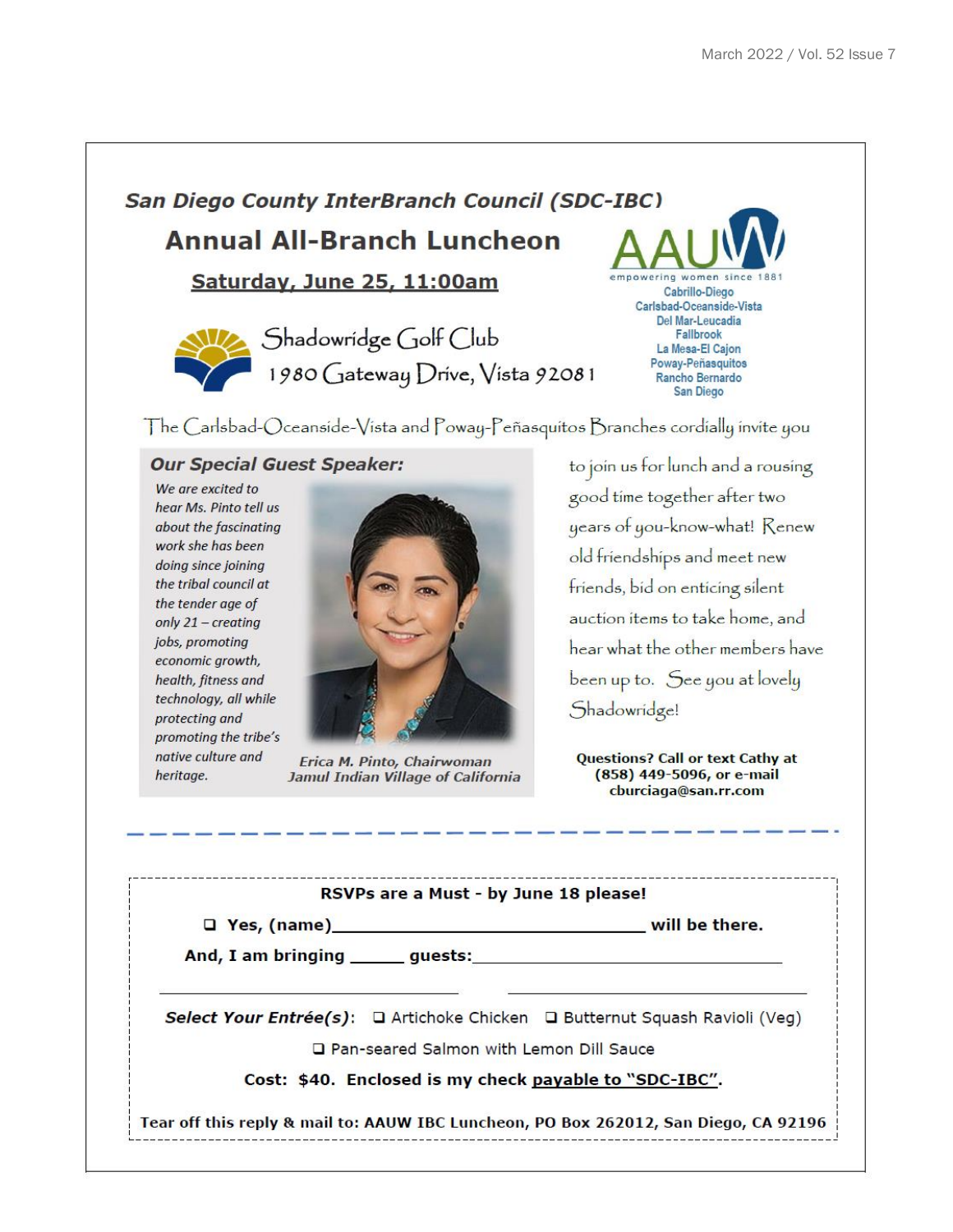## San Diego County InterBranch Council (SDC-IBC)

# Annual All-Branch Luncheon

**Saturday, June 25, 11:00am**

Shadowridge Golf Club
1980 Gateway Drive, Vista 92081

AAUW empowering women since 1881

Cabrillo-Diego
Carlsbad-Oceanside-Vista
Del Mar-Leucadia
Fallbrook
La Mesa-El Cajon
Poway-Peñasquitos
Rancho Bernardo
San Diego

The Carlsbad-Oceanside-Vista and Poway-Peñasquitos Branches cordially invite you to join us for lunch and a rousing good time together after two years of you-know-what! Renew old friendships and meet new friends, bid on enticing silent auction items to take home, and hear what the other members have been up to. See you at lovely Shadowridge!

### Our Special Guest Speaker:

*We are excited to hear Ms. Pinto tell us about the fascinating work she has been doing since joining the tribal council at the tender age of only 21 – creating jobs, promoting economic growth, health, fitness and technology, all while protecting and promoting the tribe's native culture and heritage.*

*Erica M. Pinto, Chairwoman*
*Jamul Indian Village of California*

**Questions? Call or text Cathy at (858) 449-5096, or e-mail cburciaga@san.rr.com**

---

**RSVPs are a Must - by June 18 please!**

❑ **Yes, (name)________________________________ will be there.**

**And, I am bringing _____ guests:________________________________**

________________________ ________________________

***Select Your Entrée(s)***: ❑ Artichoke Chicken ❑ Butternut Squash Ravioli (Veg)

❑ Pan-seared Salmon with Lemon Dill Sauce

**Cost: $40. Enclosed is my check payable to "SDC-IBC".**

**Tear off this reply & mail to: AAUW IBC Luncheon, PO Box 262012, San Diego, CA 92196**